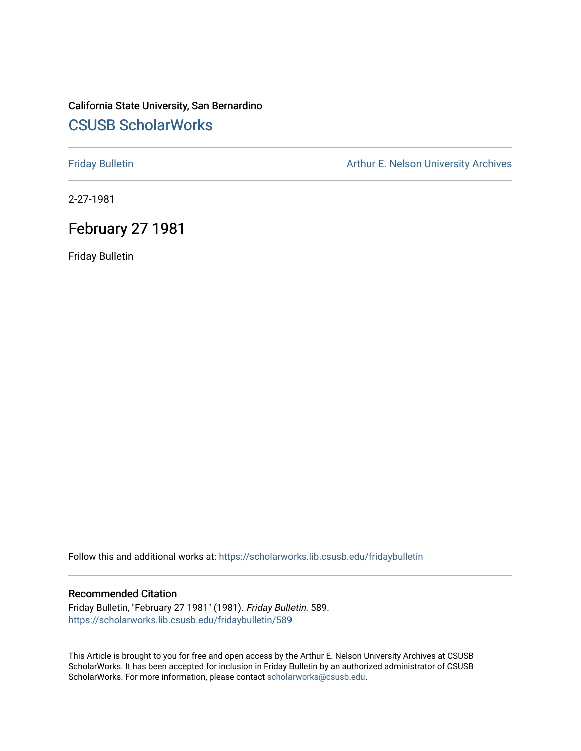California State University, San Bernardino

# CSUSB ScholarWorks

Friday Bulletin

Arthur E. Nelson University Archives

2-27-1981

## February 27 1981

Friday Bulletin

Follow this and additional works at: https://scholarworks.lib.csusb.edu/fridaybulletin

### Recommended Citation

Friday Bulletin, "February 27 1981" (1981). *Friday Bulletin*. 589.
https://scholarworks.lib.csusb.edu/fridaybulletin/589

This Article is brought to you for free and open access by the Arthur E. Nelson University Archives at CSUSB ScholarWorks. It has been accepted for inclusion in Friday Bulletin by an authorized administrator of CSUSB ScholarWorks. For more information, please contact scholarworks@csusb.edu.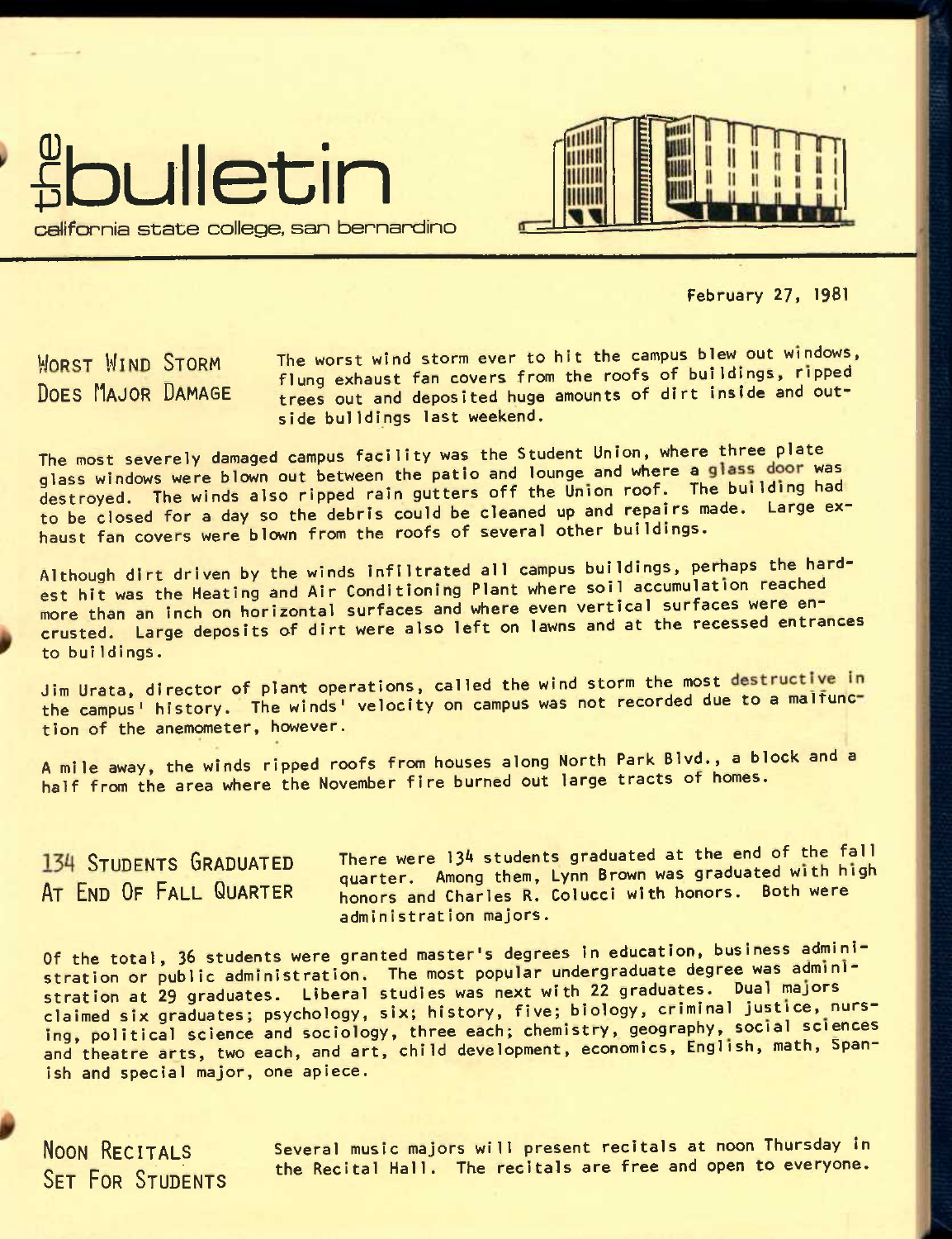# the bulletin

california state college, san bernardino

February 27, 1981

## WORST WIND STORM DOES MAJOR DAMAGE

The worst wind storm ever to hit the campus blew out windows, flung exhaust fan covers from the roofs of buildings, ripped trees out and deposited huge amounts of dirt inside and outside buildings last weekend.

The most severely damaged campus facility was the Student Union, where three plate glass windows were blown out between the patio and lounge and where a glass door was destroyed. The winds also ripped rain gutters off the Union roof. The building had to be closed for a day so the debris could be cleaned up and repairs made. Large exhaust fan covers were blown from the roofs of several other buildings.

Although dirt driven by the winds infiltrated all campus buildings, perhaps the hardest hit was the Heating and Air Conditioning Plant where soil accumulation reached more than an inch on horizontal surfaces and where even vertical surfaces were encrusted. Large deposits of dirt were also left on lawns and at the recessed entrances to buildings.

Jim Urata, director of plant operations, called the wind storm the most destructive in the campus' history. The winds' velocity on campus was not recorded due to a malfunction of the anemometer, however.

A mile away, the winds ripped roofs from houses along North Park Blvd., a block and a half from the area where the November fire burned out large tracts of homes.

## 134 STUDENTS GRADUATED AT END OF FALL QUARTER

There were 134 students graduated at the end of the fall quarter. Among them, Lynn Brown was graduated with high honors and Charles R. Colucci with honors. Both were administration majors.

Of the total, 36 students were granted master's degrees in education, business administration or public administration. The most popular undergraduate degree was administration at 29 graduates. Liberal studies was next with 22 graduates. Dual majors claimed six graduates; psychology, six; history, five; biology, criminal justice, nursing, political science and sociology, three each; chemistry, geography, social sciences and theatre arts, two each, and art, child development, economics, English, math, Spanish and special major, one apiece.

## NOON RECITALS SET FOR STUDENTS

Several music majors will present recitals at noon Thursday in the Recital Hall. The recitals are free and open to everyone.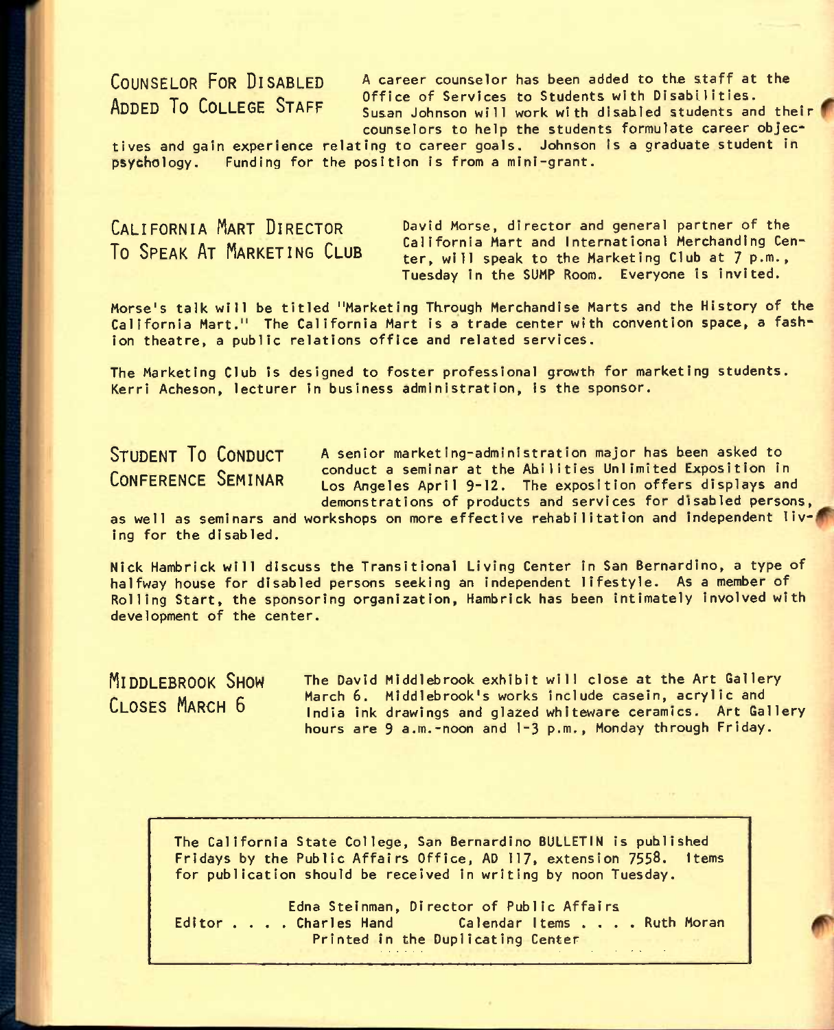## Counselor For Disabled Added To College Staff

A career counselor has been added to the staff at the Office of Services to Students with Disabilities. Susan Johnson will work with disabled students and their counselors to help the students formulate career objectives and gain experience relating to career goals. Johnson is a graduate student in psychology. Funding for the position is from a mini-grant.

## California Mart Director To Speak At Marketing Club

David Morse, director and general partner of the California Mart and International Merchandising Center, will speak to the Marketing Club at 7 p.m., Tuesday in the SUMP Room. Everyone is invited.

Morse's talk will be titled "Marketing Through Merchandise Marts and the History of the California Mart." The California Mart is a trade center with convention space, a fashion theatre, a public relations office and related services.

The Marketing Club is designed to foster professional growth for marketing students. Kerri Acheson, lecturer in business administration, is the sponsor.

## Student To Conduct Conference Seminar

A senior marketing-administration major has been asked to conduct a seminar at the Abilities Unlimited Exposition in Los Angeles April 9-12. The exposition offers displays and demonstrations of products and services for disabled persons, as well as seminars and workshops on more effective rehabilitation and independent living for the disabled.

Nick Hambrick will discuss the Transitional Living Center in San Bernardino, a type of halfway house for disabled persons seeking an independent lifestyle. As a member of Rolling Start, the sponsoring organization, Hambrick has been intimately involved with development of the center.

## Middlebrook Show Closes March 6

The David Middlebrook exhibit will close at the Art Gallery March 6. Middlebrook's works include casein, acrylic and India ink drawings and glazed whiteware ceramics. Art Gallery hours are 9 a.m.-noon and 1-3 p.m., Monday through Friday.

---

The California State College, San Bernardino BULLETIN is published Fridays by the Public Affairs Office, AD 117, extension 7558. Items for publication should be received in writing by noon Tuesday.

Edna Steinman, Director of Public Affairs
Editor . . . . Charles Hand    Calendar Items . . . . Ruth Moran
Printed in the Duplicating Center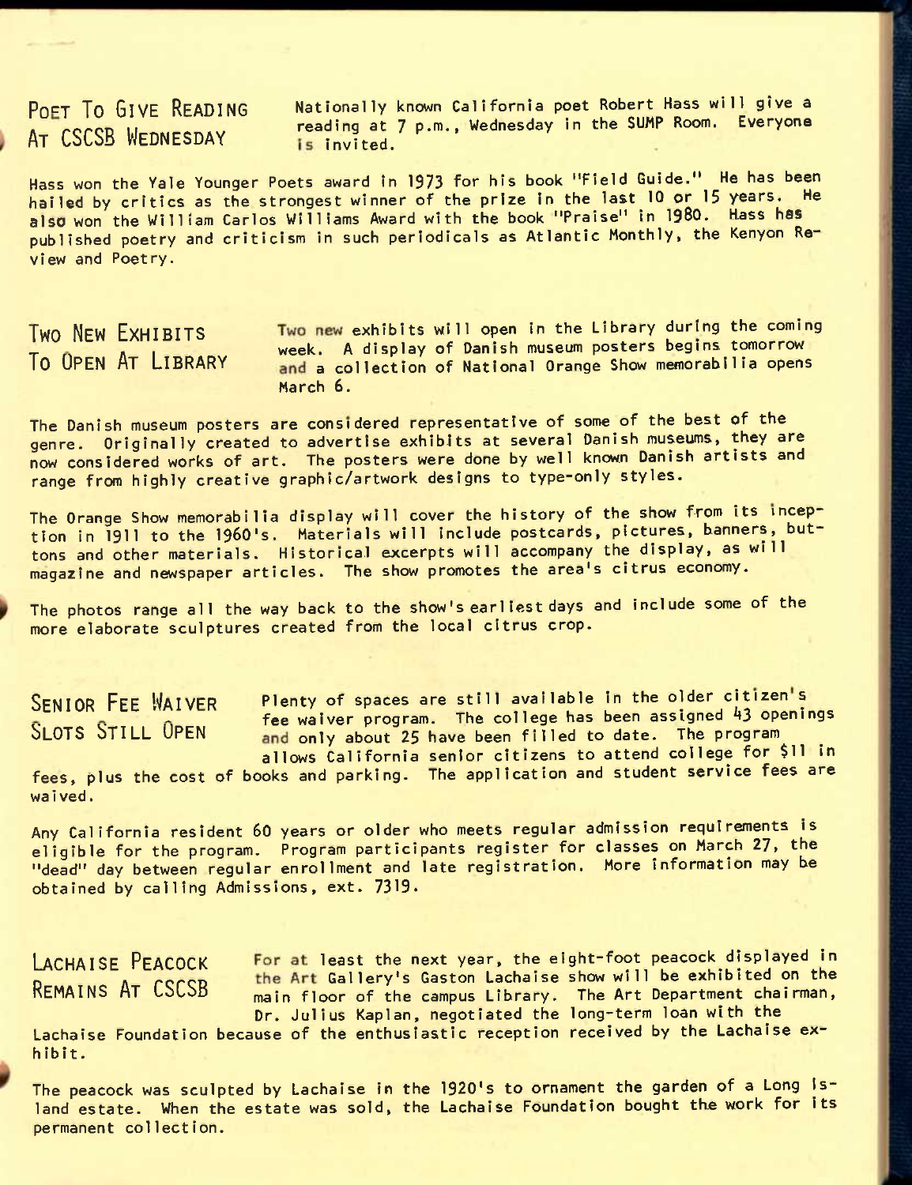## Poet To Give Reading At CSCSB Wednesday

Nationally known California poet Robert Hass will give a reading at 7 p.m., Wednesday in the SUMP Room. Everyone is invited.

Hass won the Yale Younger Poets award in 1973 for his book "Field Guide." He has been hailed by critics as the strongest winner of the prize in the last 10 or 15 years. He also won the William Carlos Williams Award with the book "Praise" in 1980. Hass has published poetry and criticism in such periodicals as Atlantic Monthly, the Kenyon Review and Poetry.

## Two New Exhibits To Open At Library

Two new exhibits will open in the Library during the coming week. A display of Danish museum posters begins tomorrow and a collection of National Orange Show memorabilia opens March 6.

The Danish museum posters are considered representative of some of the best of the genre. Originally created to advertise exhibits at several Danish museums, they are now considered works of art. The posters were done by well known Danish artists and range from highly creative graphic/artwork designs to type-only styles.

The Orange Show memorabilia display will cover the history of the show from its inception in 1911 to the 1960's. Materials will include postcards, pictures, banners, buttons and other materials. Historical excerpts will accompany the display, as will magazine and newspaper articles. The show promotes the area's citrus economy.

The photos range all the way back to the show's earliest days and include some of the more elaborate sculptures created from the local citrus crop.

## Senior Fee Waiver Slots Still Open

Plenty of spaces are still available in the older citizen's fee waiver program. The college has been assigned 43 openings and only about 25 have been filled to date. The program allows California senior citizens to attend college for $11 in fees, plus the cost of books and parking. The application and student service fees are waived.

Any California resident 60 years or older who meets regular admission requirements is eligible for the program. Program participants register for classes on March 27, the "dead" day between regular enrollment and late registration. More information may be obtained by calling Admissions, ext. 7319.

## Lachaise Peacock Remains At CSCSB

For at least the next year, the eight-foot peacock displayed in the Art Gallery's Gaston Lachaise show will be exhibited on the main floor of the campus Library. The Art Department chairman, Dr. Julius Kaplan, negotiated the long-term loan with the Lachaise Foundation because of the enthusiastic reception received by the Lachaise exhibit.

The peacock was sculpted by Lachaise in the 1920's to ornament the garden of a Long Island estate. When the estate was sold, the Lachaise Foundation bought the work for its permanent collection.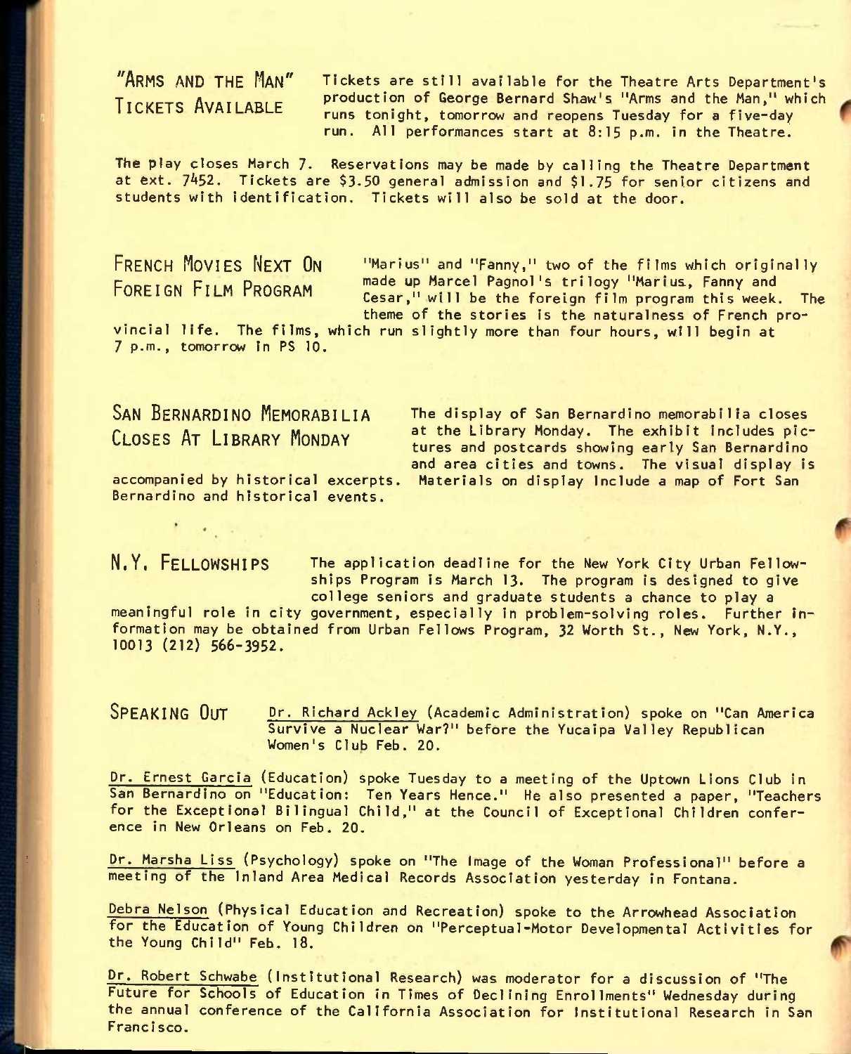## "ARMS AND THE MAN" TICKETS AVAILABLE

Tickets are still available for the Theatre Arts Department's production of George Bernard Shaw's "Arms and the Man," which runs tonight, tomorrow and reopens Tuesday for a five-day run. All performances start at 8:15 p.m. in the Theatre.

The play closes March 7. Reservations may be made by calling the Theatre Department at ext. 7452. Tickets are $3.50 general admission and $1.75 for senior citizens and students with identification. Tickets will also be sold at the door.

## FRENCH MOVIES NEXT ON FOREIGN FILM PROGRAM

"Marius" and "Fanny," two of the films which originally made up Marcel Pagnol's trilogy "Marius, Fanny and Cesar," will be the foreign film program this week. The theme of the stories is the naturalness of French provincial life. The films, which run slightly more than four hours, will begin at 7 p.m., tomorrow in PS 10.

## SAN BERNARDINO MEMORABILIA CLOSES AT LIBRARY MONDAY

The display of San Bernardino memorabilia closes at the Library Monday. The exhibit includes pictures and postcards showing early San Bernardino and area cities and towns. The visual display is accompanied by historical excerpts. Materials on display include a map of Fort San Bernardino and historical events.

## N.Y. FELLOWSHIPS

The application deadline for the New York City Urban Fellowships Program is March 13. The program is designed to give college seniors and graduate students a chance to play a meaningful role in city government, especially in problem-solving roles. Further information may be obtained from Urban Fellows Program, 32 Worth St., New York, N.Y., 10013 (212) 566-3952.

## SPEAKING OUT

Dr. Richard Ackley (Academic Administration) spoke on "Can America Survive a Nuclear War?" before the Yucaipa Valley Republican Women's Club Feb. 20.

Dr. Ernest Garcia (Education) spoke Tuesday to a meeting of the Uptown Lions Club in San Bernardino on "Education: Ten Years Hence." He also presented a paper, "Teachers for the Exceptional Bilingual Child," at the Council of Exceptional Children conference in New Orleans on Feb. 20.

Dr. Marsha Liss (Psychology) spoke on "The Image of the Woman Professional" before a meeting of the Inland Area Medical Records Association yesterday in Fontana.

Debra Nelson (Physical Education and Recreation) spoke to the Arrowhead Association for the Education of Young Children on "Perceptual-Motor Developmental Activities for the Young Child" Feb. 18.

Dr. Robert Schwabe (Institutional Research) was moderator for a discussion of "The Future for Schools of Education in Times of Declining Enrollments" Wednesday during the annual conference of the California Association for Institutional Research in San Francisco.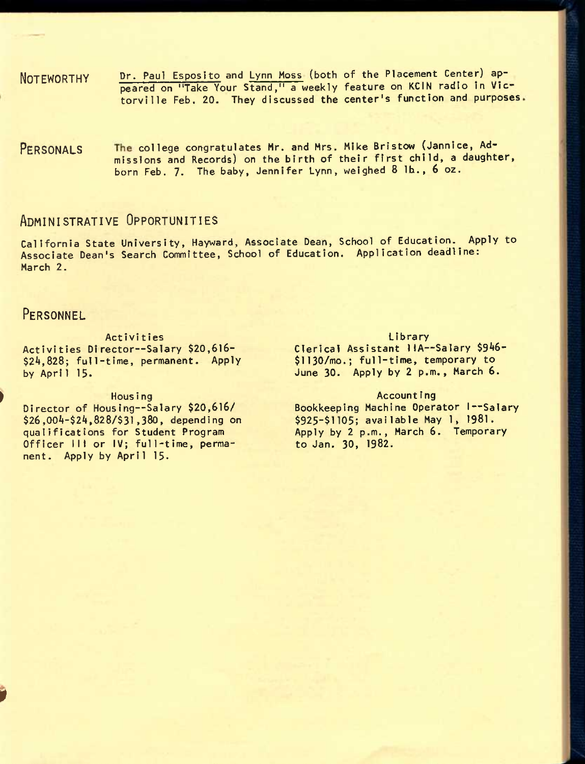**NOTEWORTHY** Dr. Paul Esposito and Lynn Moss (both of the Placement Center) appeared on "Take Your Stand," a weekly feature on KCIN radio in Victorville Feb. 20. They discussed the center's function and purposes.

**PERSONALS** The college congratulates Mr. and Mrs. Mike Bristow (Jannice, Admissions and Records) on the birth of their first child, a daughter, born Feb. 7. The baby, Jennifer Lynn, weighed 8 lb., 6 oz.

## ADMINISTRATIVE OPPORTUNITIES

California State University, Hayward, Associate Dean, School of Education. Apply to Associate Dean's Search Committee, School of Education. Application deadline: March 2.

## PERSONNEL

### Activities

Activities Director--Salary $20,616-$24,828; full-time, permanent. Apply by April 15.

### Housing

Director of Housing--Salary $20,616/$26,004-$24,828/$31,380, depending on qualifications for Student Program Officer III or IV; full-time, permanent. Apply by April 15.

### Library

Clerical Assistant IIA--Salary $946-$1130/mo.; full-time, temporary to June 30. Apply by 2 p.m., March 6.

### Accounting

Bookkeeping Machine Operator I--Salary $925-$1105; available May 1, 1981. Apply by 2 p.m., March 6. Temporary to Jan. 30, 1982.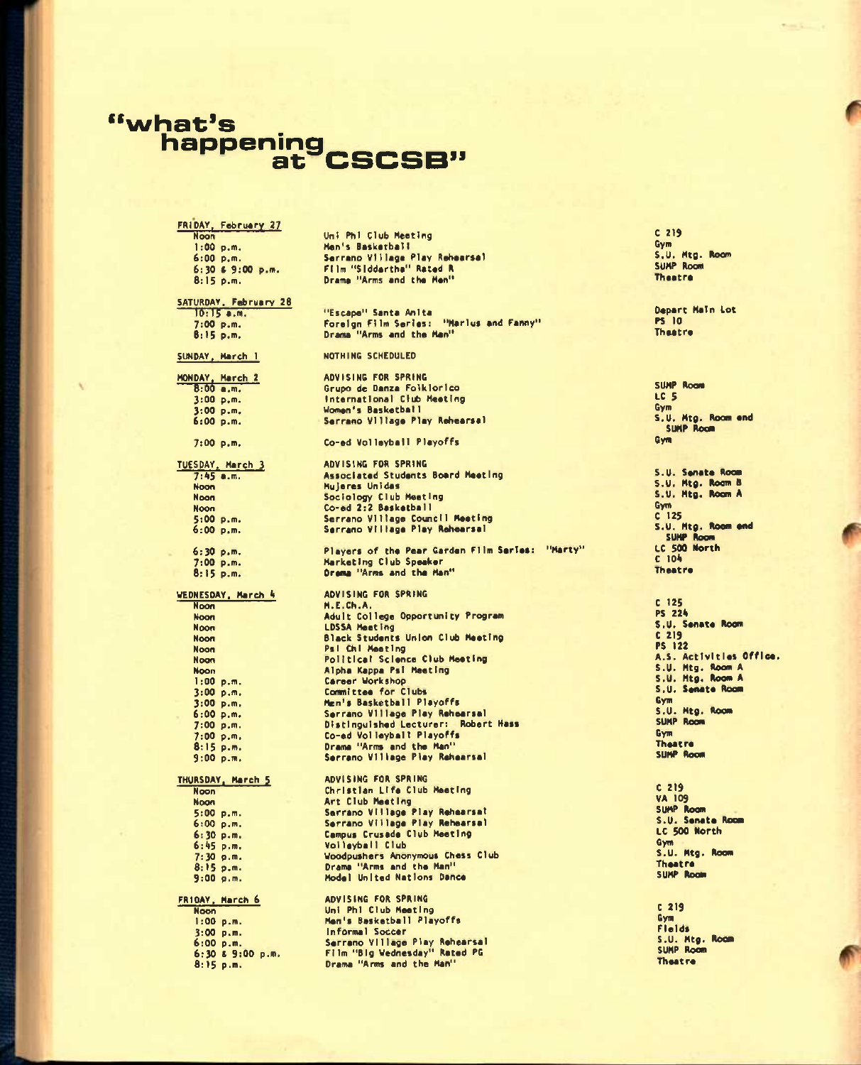# "what's happening at CSCSB"

**FRIDAY, February 27**

| | | |
|---|---|---|
| Noon | Uni Phi Club Meeting | C 219 |
| 1:00 p.m. | Men's Basketball | Gym |
| 6:00 p.m. | Serrano Village Play Rehearsal | S.U. Mtg. Room |
| 6:30 & 9:00 p.m. | Film "Siddartha" Rated R | SUMP Room |
| 8:15 p.m. | Drama "Arms and the Men" | Theatre |

**SATURDAY, February 28**

| | | |
|---|---|---|
| 10:15 a.m. | "Escape" Santa Anita | Depart Main Lot |
| 7:00 p.m. | Foreign Film Series: "Marius and Fanny" | PS 10 |
| 8:15 p.m. | Drama "Arms and the Man" | Theatre |

**SUNDAY, March 1**

NOTHING SCHEDULED

**MONDAY, March 2**

ADVISING FOR SPRING

| | | |
|---|---|---|
| 8:00 a.m. | Grupo de Danza Folklorico | SUMP Room |
| 3:00 p.m. | International Club Meeting | LC 5 |
| 3:00 p.m. | Women's Basketball | Gym |
| 6:00 p.m. | Serrano Village Play Rehearsal | S.U. Mtg. Room and SUMP Room |
| 7:00 p.m. | Co-ed Volleyball Playoffs | Gym |

**TUESDAY, March 3**

ADVISING FOR SPRING

| | | |
|---|---|---|
| 7:45 a.m. | Associated Students Board Meeting | S.U. Senate Room |
| Noon | Mujeres Unidas | S.U. Mtg. Room B |
| Noon | Sociology Club Meeting | S.U. Mtg. Room A |
| Noon | Co-ed 2:2 Basketball | Gym |
| 5:00 p.m. | Serrano Village Council Meeting | C 125 |
| 6:00 p.m. | Serrano Village Play Rehearsal | S.U. Mtg. Room and SUMP Room |
| 6:30 p.m. | Players of the Pear Garden Film Series: "Marty" | LC 500 North |
| 7:00 p.m. | Marketing Club Speaker | C 104 |
| 8:15 p.m. | Drama "Arms and the Man" | Theatre |

**WEDNESDAY, March 4**

ADVISING FOR SPRING

| | | |
|---|---|---|
| Noon | M.E.Ch.A. | C 125 |
| Noon | Adult College Opportunity Program | PS 224 |
| Noon | LDSSA Meeting | S.U. Senate Room |
| Noon | Black Students Union Club Meeting | C 219 |
| Noon | Psi Chi Meeting | PS 122 |
| Noon | Political Science Club Meeting | A.S. Activities Office. |
| Noon | Alpha Kappa Psi Meeting | S.U. Mtg. Room A |
| 1:00 p.m. | Career Workshop | S.U. Mtg. Room A |
| 3:00 p.m. | Committee for Clubs | S.U. Senate Room |
| 3:00 p.m. | Men's Basketball Playoffs | Gym |
| 6:00 p.m. | Serrano Village Play Rehearsal | S.U. Mtg. Room |
| 7:00 p.m. | Distinguished Lecturer: Robert Hass | SUMP Room |
| 7:00 p.m. | Co-ed Volleyball Playoffs | Gym |
| 8:15 p.m. | Drama "Arms and the Man" | Theatre |
| 9:00 p.m. | Serrano Village Play Rehearsal | SUMP Room |

**THURSDAY, March 5**

ADVISING FOR SPRING

| | | |
|---|---|---|
| Noon | Christian Life Club Meeting | C 219 |
| Noon | Art Club Meeting | VA 109 |
| 5:00 p.m. | Serrano Village Play Rehearsal | SUMP Room |
| 6:00 p.m. | Serrano Village Play Rehearsal | S.U. Senate Room |
| 6:30 p.m. | Campus Crusade Club Meeting | LC 500 North |
| 6:45 p.m. | Volleyball Club | Gym |
| 7:30 p.m. | Woodpushers Anonymous Chess Club | S.U. Mtg. Room |
| 8:15 p.m. | Drama "Arms and the Man" | Theatre |
| 9:00 p.m. | Model United Nations Dance | SUMP Room |

**FRIDAY, March 6**

ADVISING FOR SPRING

| | | |
|---|---|---|
| Noon | Uni Phi Club Meeting | C 219 |
| 1:00 p.m. | Men's Basketball Playoffs | Gym |
| 3:00 p.m. | Informal Soccer | Fields |
| 6:00 p.m. | Serrano Village Play Rehearsal | S.U. Mtg. Room |
| 6:30 & 9:00 p.m. | Film "Big Wednesday" Rated PG | SUMP Room |
| 8:15 p.m. | Drama "Arms and the Man" | Theatre |